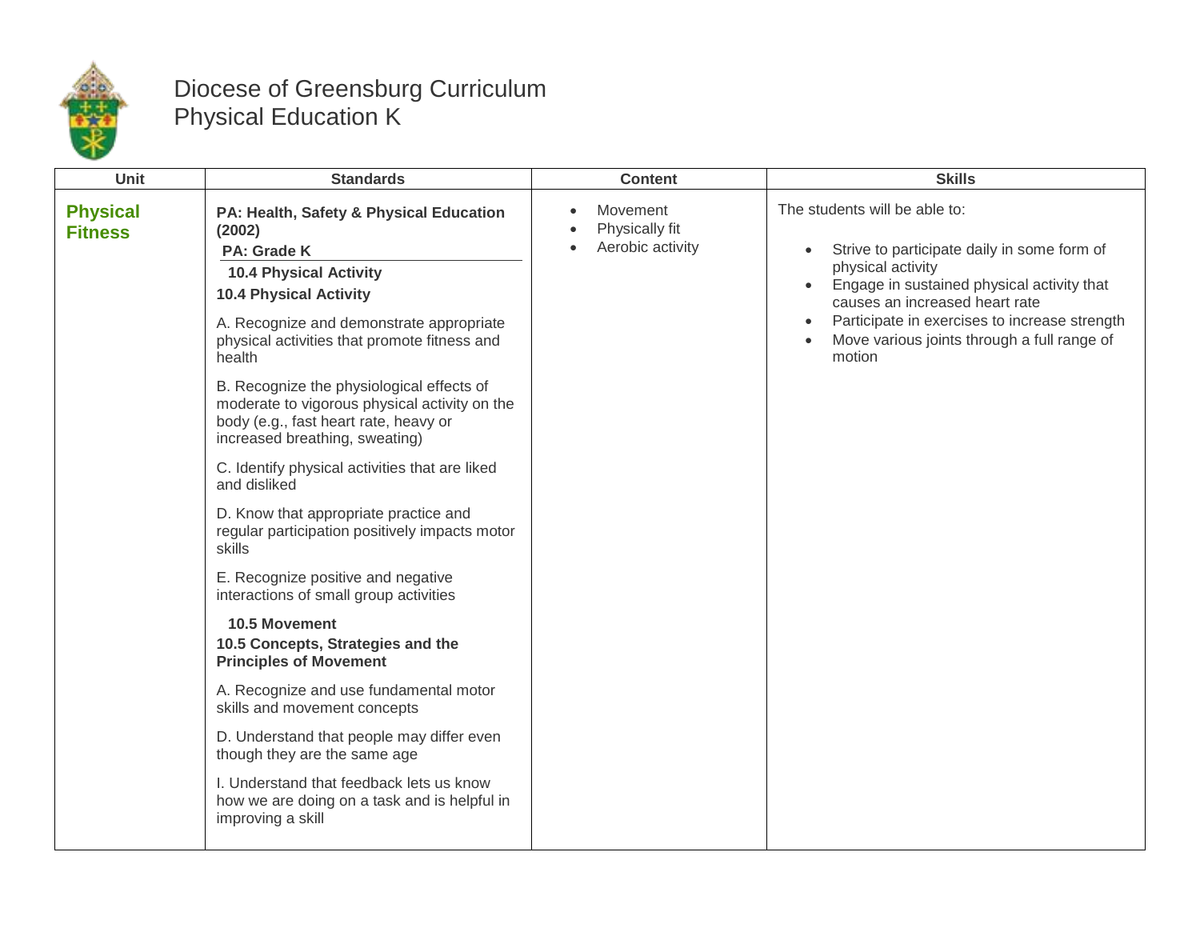# Diocese of Greensburg Curriculum
## Physical Education K

| Unit | Standards | Content | Skills |
|---|---|---|---|
| **Physical Fitness** | **PA: Health, Safety & Physical Education (2002)**<br>**PA: Grade K**<br>**10.4 Physical Activity**<br>**10.4 Physical Activity**<br>A. Recognize and demonstrate appropriate physical activities that promote fitness and health<br>B. Recognize the physiological effects of moderate to vigorous physical activity on the body (e.g., fast heart rate, heavy or increased breathing, sweating)<br>C. Identify physical activities that are liked and disliked<br>D. Know that appropriate practice and regular participation positively impacts motor skills<br>E. Recognize positive and negative interactions of small group activities<br>**10.5 Movement**<br>**10.5 Concepts, Strategies and the Principles of Movement**<br>A. Recognize and use fundamental motor skills and movement concepts<br>D. Understand that people may differ even though they are the same age<br>I. Understand that feedback lets us know how we are doing on a task and is helpful in improving a skill | • Movement<br>• Physically fit<br>• Aerobic activity | The students will be able to:<br>• Strive to participate daily in some form of physical activity<br>• Engage in sustained physical activity that causes an increased heart rate<br>• Participate in exercises to increase strength<br>• Move various joints through a full range of motion |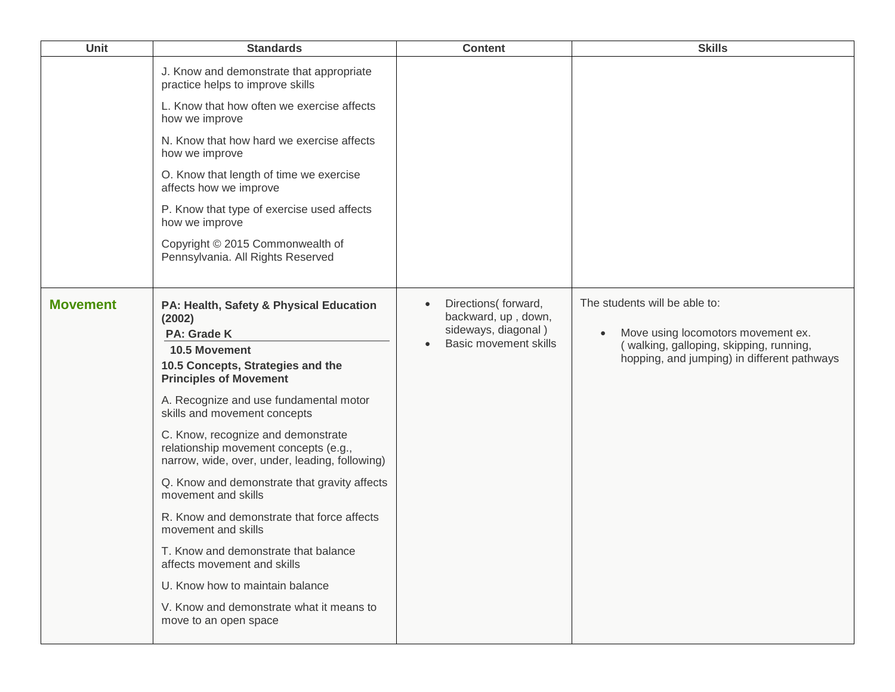| Unit | Standards | Content | Skills |
|---|---|---|---|
| | J. Know and demonstrate that appropriate practice helps to improve skills<br><br>L. Know that how often we exercise affects how we improve<br><br>N. Know that how hard we exercise affects how we improve<br><br>O. Know that length of time we exercise affects how we improve<br><br>P. Know that type of exercise used affects how we improve<br><br>Copyright © 2015 Commonwealth of Pennsylvania. All Rights Reserved | | |
| **Movement** | **PA: Health, Safety & Physical Education (2002)**<br>**PA: Grade K**<br>**10.5 Movement**<br>**10.5 Concepts, Strategies and the Principles of Movement**<br><br>A. Recognize and use fundamental motor skills and movement concepts<br><br>C. Know, recognize and demonstrate relationship movement concepts (e.g., narrow, wide, over, under, leading, following)<br><br>Q. Know and demonstrate that gravity affects movement and skills<br><br>R. Know and demonstrate that force affects movement and skills<br><br>T. Know and demonstrate that balance affects movement and skills<br><br>U. Know how to maintain balance<br><br>V. Know and demonstrate what it means to move to an open space | • Directions( forward, backward, up , down, sideways, diagonal )<br>• Basic movement skills | The students will be able to:<br><br>• Move using locomotors movement ex. ( walking, galloping, skipping, running, hopping, and jumping) in different pathways |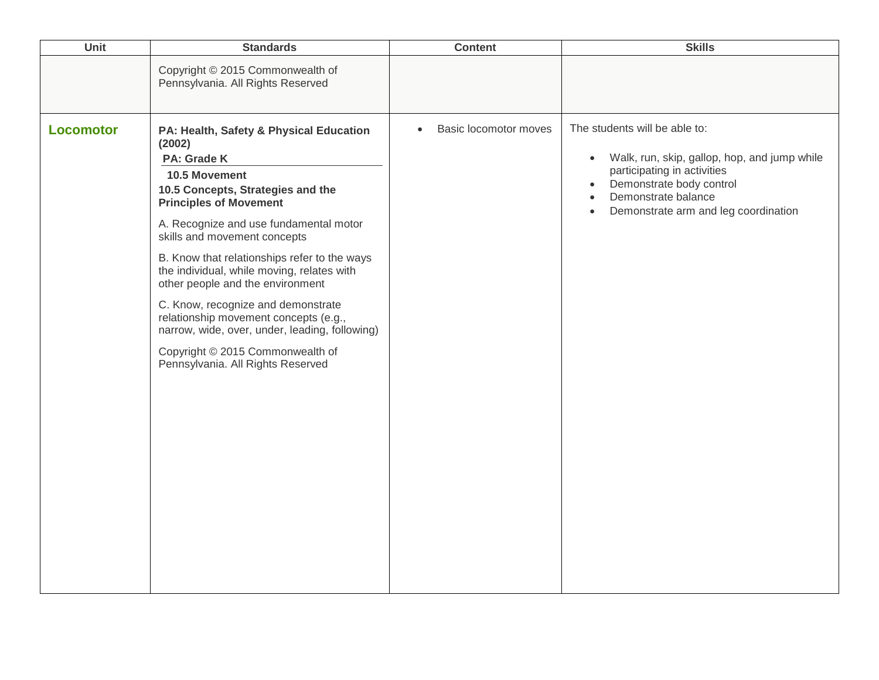| Unit | Standards | Content | Skills |
|---|---|---|---|
| | Copyright © 2015 Commonwealth of Pennsylvania. All Rights Reserved | | |
| **Locomotor** | **PA: Health, Safety & Physical Education (2002)**<br>**PA: Grade K**<br>**10.5 Movement**<br>**10.5 Concepts, Strategies and the Principles of Movement**<br>A. Recognize and use fundamental motor skills and movement concepts<br>B. Know that relationships refer to the ways the individual, while moving, relates with other people and the environment<br>C. Know, recognize and demonstrate relationship movement concepts (e.g., narrow, wide, over, under, leading, following)<br>Copyright © 2015 Commonwealth of Pennsylvania. All Rights Reserved | • Basic locomotor moves | The students will be able to:<br>• Walk, run, skip, gallop, hop, and jump while participating in activities<br>• Demonstrate body control<br>• Demonstrate balance<br>• Demonstrate arm and leg coordination |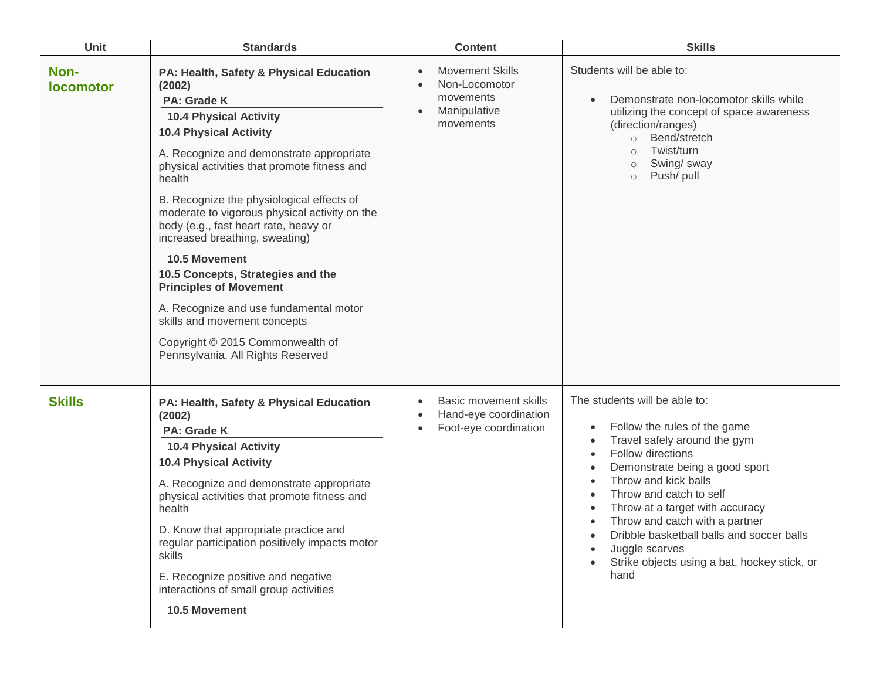| Unit | Standards | Content | Skills |
|---|---|---|---|
| **Non-locomotor** | **PA: Health, Safety & Physical Education (2002)**<br>**PA: Grade K**<br>**10.4 Physical Activity**<br>**10.4 Physical Activity**<br>A. Recognize and demonstrate appropriate physical activities that promote fitness and health<br>B. Recognize the physiological effects of moderate to vigorous physical activity on the body (e.g., fast heart rate, heavy or increased breathing, sweating)<br>**10.5 Movement**<br>**10.5 Concepts, Strategies and the Principles of Movement**<br>A. Recognize and use fundamental motor skills and movement concepts<br>Copyright © 2015 Commonwealth of Pennsylvania. All Rights Reserved | • Movement Skills<br>• Non-Locomotor movements<br>• Manipulative movements | Students will be able to:<br>• Demonstrate non-locomotor skills while utilizing the concept of space awareness (direction/ranges)<br>  ○ Bend/stretch<br>  ○ Twist/turn<br>  ○ Swing/ sway<br>  ○ Push/ pull |
| **Skills** | **PA: Health, Safety & Physical Education (2002)**<br>**PA: Grade K**<br>**10.4 Physical Activity**<br>**10.4 Physical Activity**<br>A. Recognize and demonstrate appropriate physical activities that promote fitness and health<br>D. Know that appropriate practice and regular participation positively impacts motor skills<br>E. Recognize positive and negative interactions of small group activities<br>**10.5 Movement** | • Basic movement skills<br>• Hand-eye coordination<br>• Foot-eye coordination | The students will be able to:<br>• Follow the rules of the game<br>• Travel safely around the gym<br>• Follow directions<br>• Demonstrate being a good sport<br>• Throw and kick balls<br>• Throw and catch to self<br>• Throw at a target with accuracy<br>• Throw and catch with a partner<br>• Dribble basketball balls and soccer balls<br>• Juggle scarves<br>• Strike objects using a bat, hockey stick, or hand |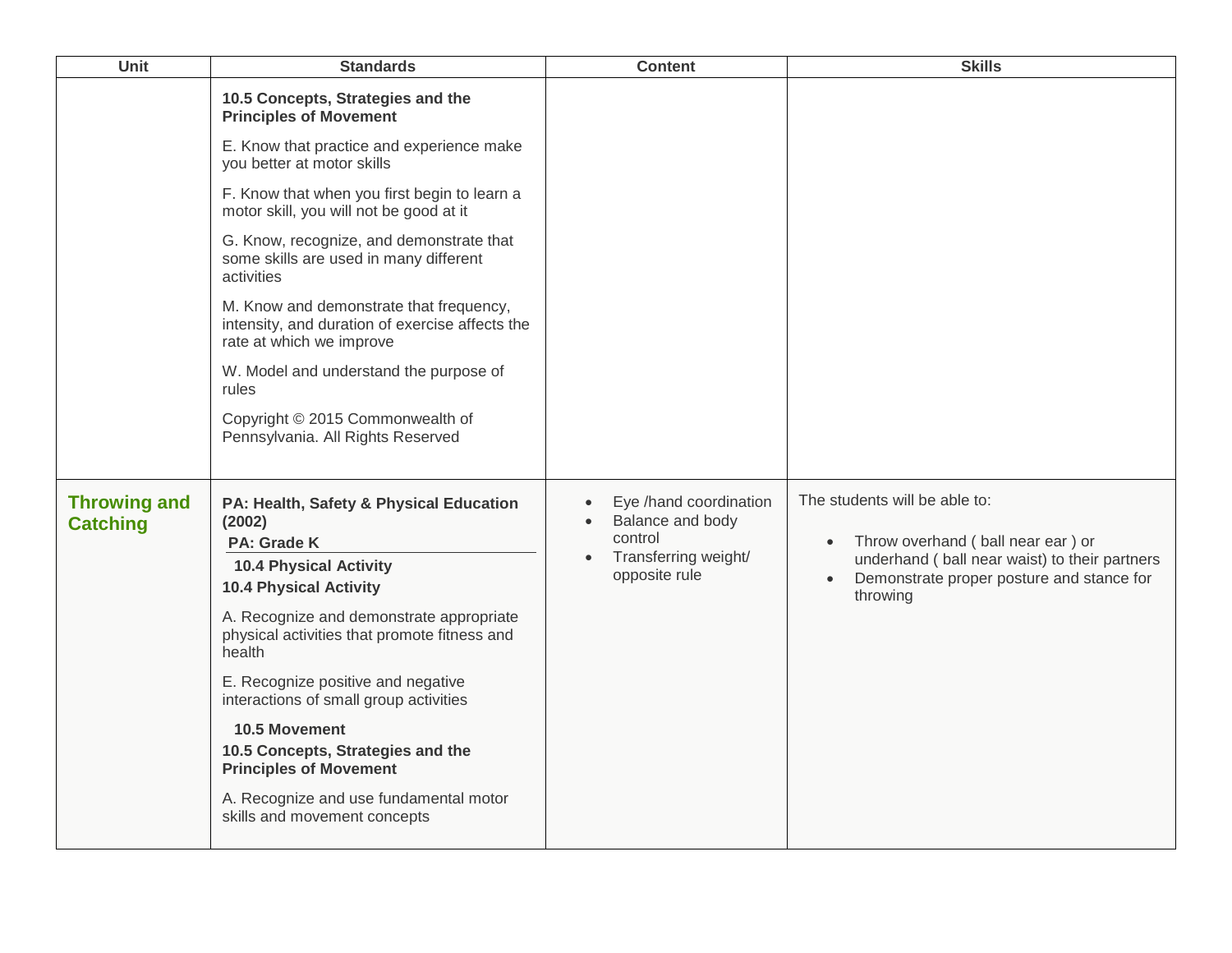| Unit | Standards | Content | Skills |
|---|---|---|---|
| | **10.5 Concepts, Strategies and the Principles of Movement**<br><br>E. Know that practice and experience make you better at motor skills<br><br>F. Know that when you first begin to learn a motor skill, you will not be good at it<br><br>G. Know, recognize, and demonstrate that some skills are used in many different activities<br><br>M. Know and demonstrate that frequency, intensity, and duration of exercise affects the rate at which we improve<br><br>W. Model and understand the purpose of rules<br><br>Copyright © 2015 Commonwealth of Pennsylvania. All Rights Reserved | | |
| **Throwing and Catching** | **PA: Health, Safety & Physical Education (2002)**<br>**PA: Grade K**<br>**10.4 Physical Activity**<br>**10.4 Physical Activity**<br><br>A. Recognize and demonstrate appropriate physical activities that promote fitness and health<br><br>E. Recognize positive and negative interactions of small group activities<br><br>**10.5 Movement**<br>**10.5 Concepts, Strategies and the Principles of Movement**<br><br>A. Recognize and use fundamental motor skills and movement concepts | • Eye /hand coordination<br>• Balance and body control<br>• Transferring weight/ opposite rule | The students will be able to:<br><br>• Throw overhand ( ball near ear ) or underhand ( ball near waist) to their partners<br>• Demonstrate proper posture and stance for throwing |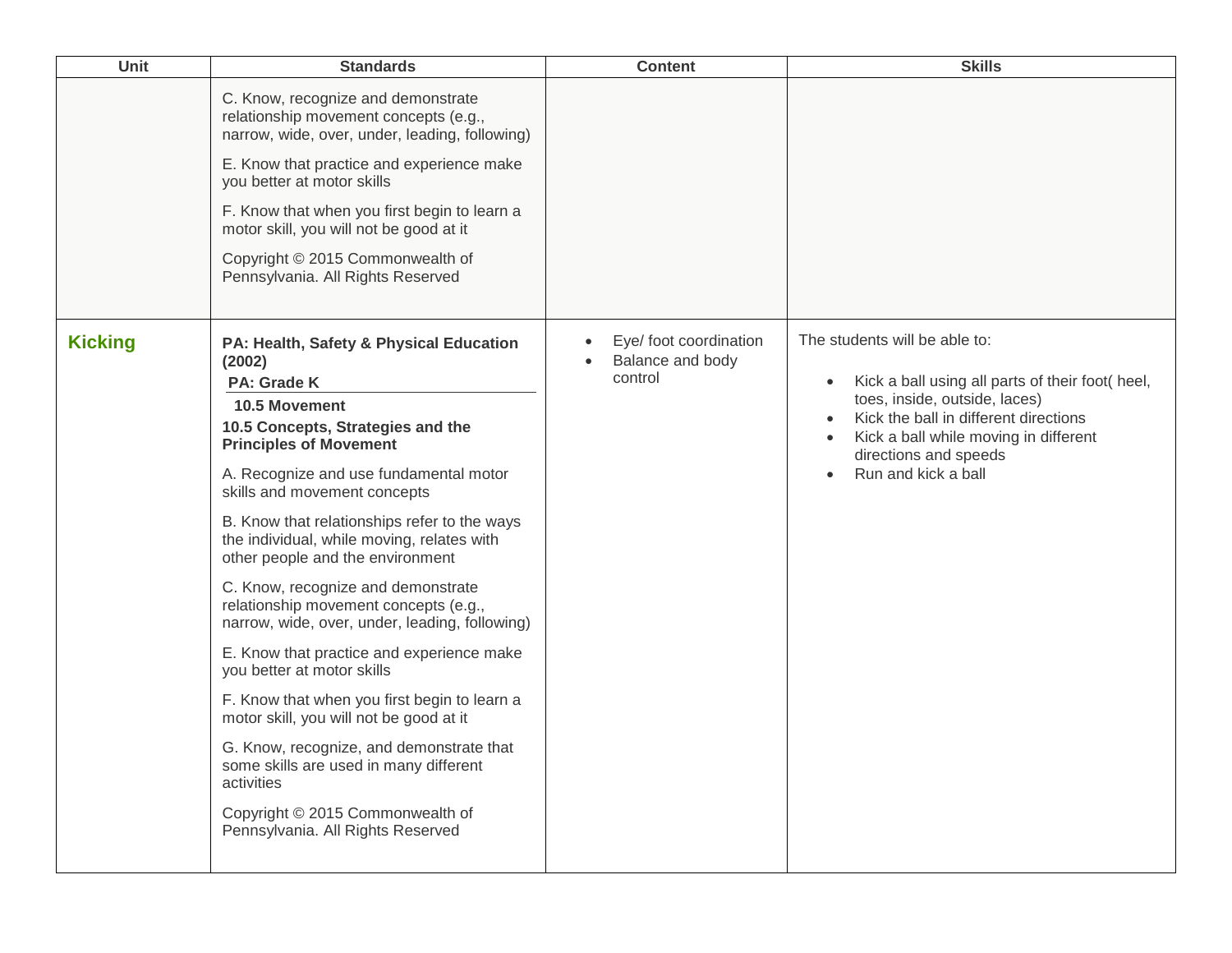| Unit | Standards | Content | Skills |
|---|---|---|---|
| | C. Know, recognize and demonstrate relationship movement concepts (e.g., narrow, wide, over, under, leading, following)<br><br>E. Know that practice and experience make you better at motor skills<br><br>F. Know that when you first begin to learn a motor skill, you will not be good at it<br><br>Copyright © 2015 Commonwealth of Pennsylvania. All Rights Reserved | | |
| **Kicking** | **PA: Health, Safety & Physical Education (2002)**<br>**PA: Grade K**<br>**10.5 Movement**<br>**10.5 Concepts, Strategies and the Principles of Movement**<br><br>A. Recognize and use fundamental motor skills and movement concepts<br><br>B. Know that relationships refer to the ways the individual, while moving, relates with other people and the environment<br><br>C. Know, recognize and demonstrate relationship movement concepts (e.g., narrow, wide, over, under, leading, following)<br><br>E. Know that practice and experience make you better at motor skills<br><br>F. Know that when you first begin to learn a motor skill, you will not be good at it<br><br>G. Know, recognize, and demonstrate that some skills are used in many different activities<br><br>Copyright © 2015 Commonwealth of Pennsylvania. All Rights Reserved | • Eye/ foot coordination<br>• Balance and body control | The students will be able to:<br><br>• Kick a ball using all parts of their foot( heel, toes, inside, outside, laces)<br>• Kick the ball in different directions<br>• Kick a ball while moving in different directions and speeds<br>• Run and kick a ball |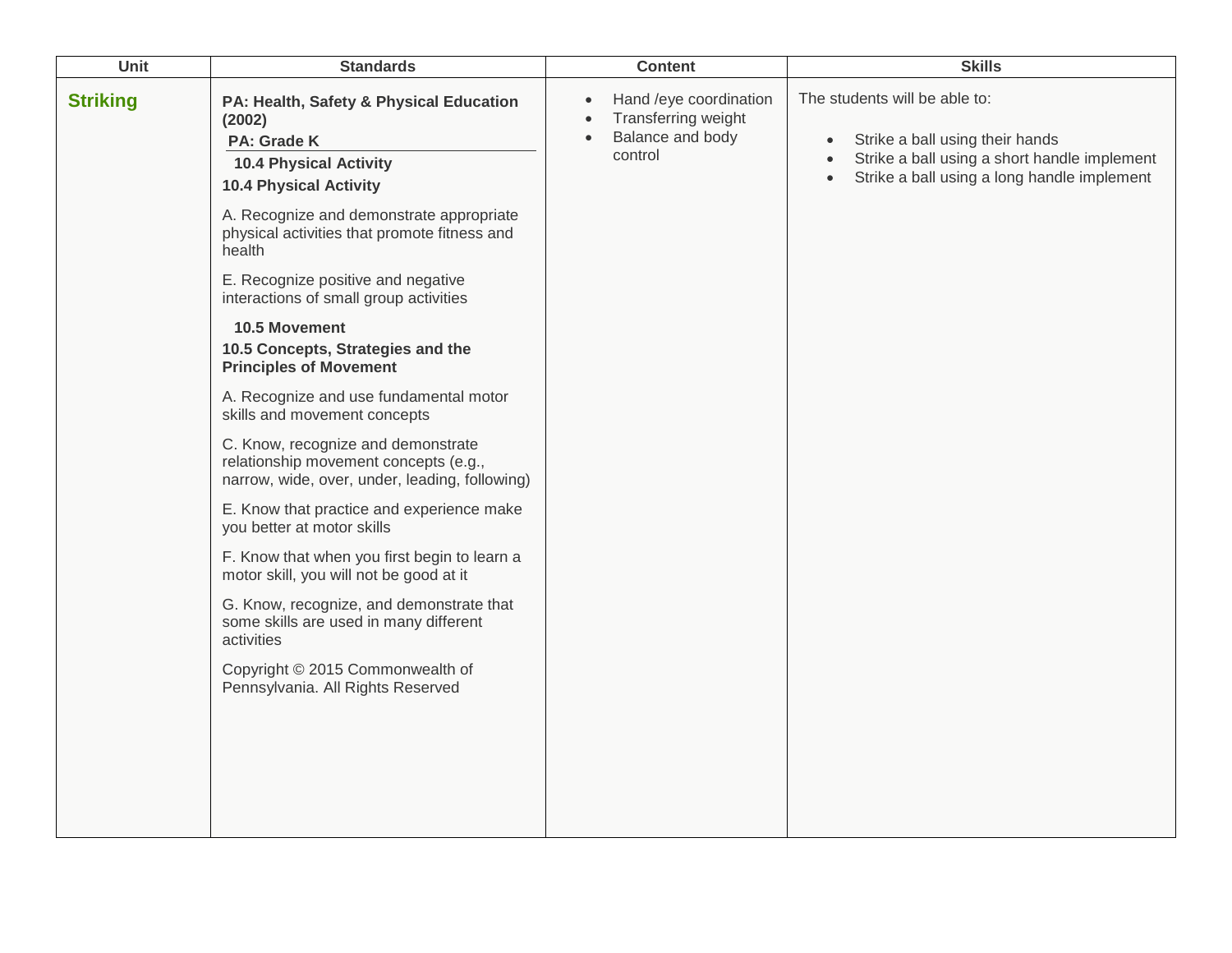| Unit | Standards | Content | Skills |
|---|---|---|---|
| **Striking** | **PA: Health, Safety & Physical Education (2002)**<br>**PA: Grade K**<br>**10.4 Physical Activity**<br>**10.4 Physical Activity**<br>A. Recognize and demonstrate appropriate physical activities that promote fitness and health<br>E. Recognize positive and negative interactions of small group activities<br>**10.5 Movement**<br>**10.5 Concepts, Strategies and the Principles of Movement**<br>A. Recognize and use fundamental motor skills and movement concepts<br>C. Know, recognize and demonstrate relationship movement concepts (e.g., narrow, wide, over, under, leading, following)<br>E. Know that practice and experience make you better at motor skills<br>F. Know that when you first begin to learn a motor skill, you will not be good at it<br>G. Know, recognize, and demonstrate that some skills are used in many different activities<br>Copyright © 2015 Commonwealth of Pennsylvania. All Rights Reserved | • Hand /eye coordination<br>• Transferring weight<br>• Balance and body control | The students will be able to:<br>• Strike a ball using their hands<br>• Strike a ball using a short handle implement<br>• Strike a ball using a long handle implement |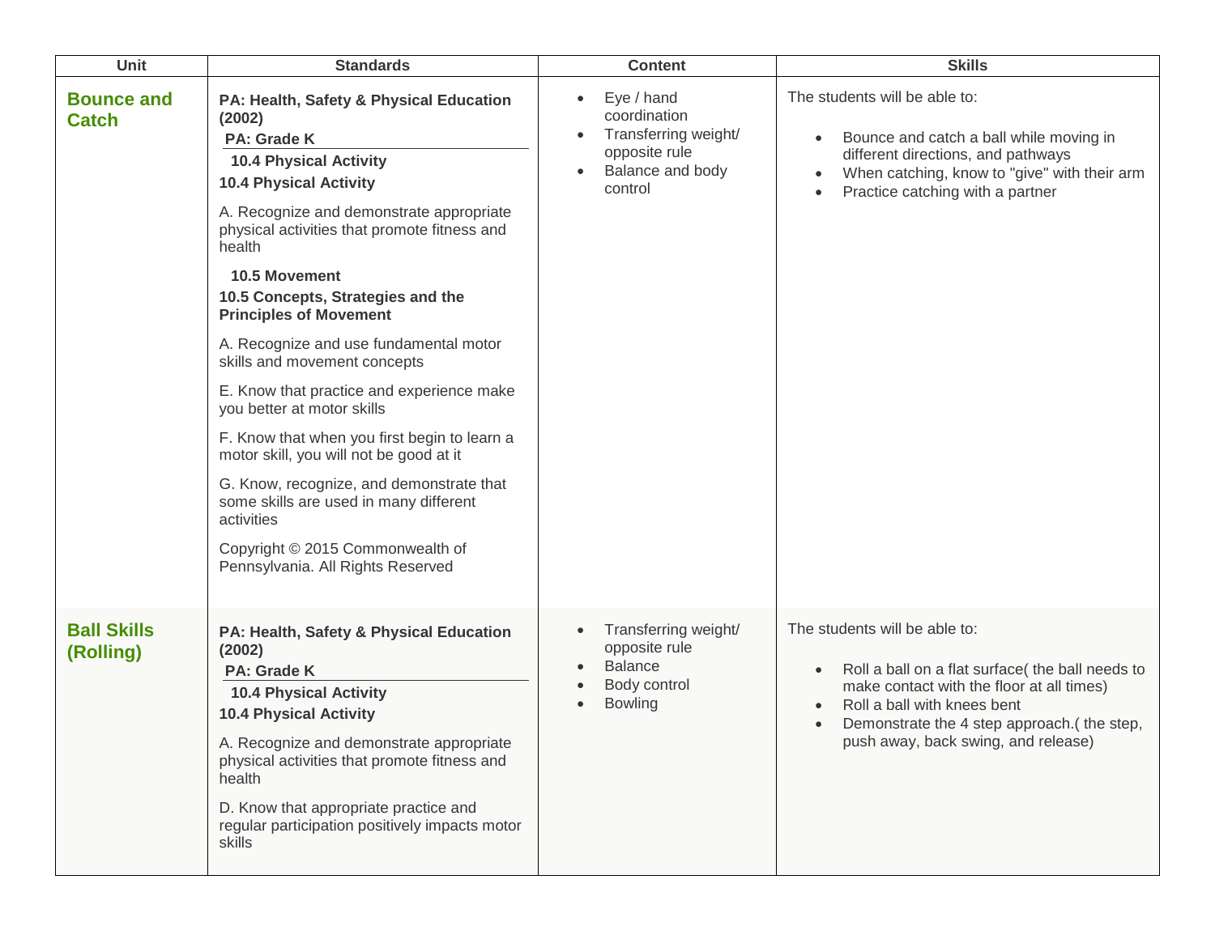| Unit | Standards | Content | Skills |
|---|---|---|---|
| **Bounce and Catch** | **PA: Health, Safety & Physical Education (2002)**<br>**PA: Grade K**<br>**10.4 Physical Activity**<br>**10.4 Physical Activity**<br>A. Recognize and demonstrate appropriate physical activities that promote fitness and health<br>**10.5 Movement**<br>**10.5 Concepts, Strategies and the Principles of Movement**<br>A. Recognize and use fundamental motor skills and movement concepts<br>E. Know that practice and experience make you better at motor skills<br>F. Know that when you first begin to learn a motor skill, you will not be good at it<br>G. Know, recognize, and demonstrate that some skills are used in many different activities<br>Copyright © 2015 Commonwealth of Pennsylvania. All Rights Reserved | • Eye / hand coordination<br>• Transferring weight/ opposite rule<br>• Balance and body control | The students will be able to:<br>• Bounce and catch a ball while moving in different directions, and pathways<br>• When catching, know to "give" with their arm<br>• Practice catching with a partner |
| **Ball Skills (Rolling)** | **PA: Health, Safety & Physical Education (2002)**<br>**PA: Grade K**<br>**10.4 Physical Activity**<br>**10.4 Physical Activity**<br>A. Recognize and demonstrate appropriate physical activities that promote fitness and health<br>D. Know that appropriate practice and regular participation positively impacts motor skills | • Transferring weight/ opposite rule<br>• Balance<br>• Body control<br>• Bowling | The students will be able to:<br>• Roll a ball on a flat surface( the ball needs to make contact with the floor at all times)<br>• Roll a ball with knees bent<br>• Demonstrate the 4 step approach.( the step, push away, back swing, and release) |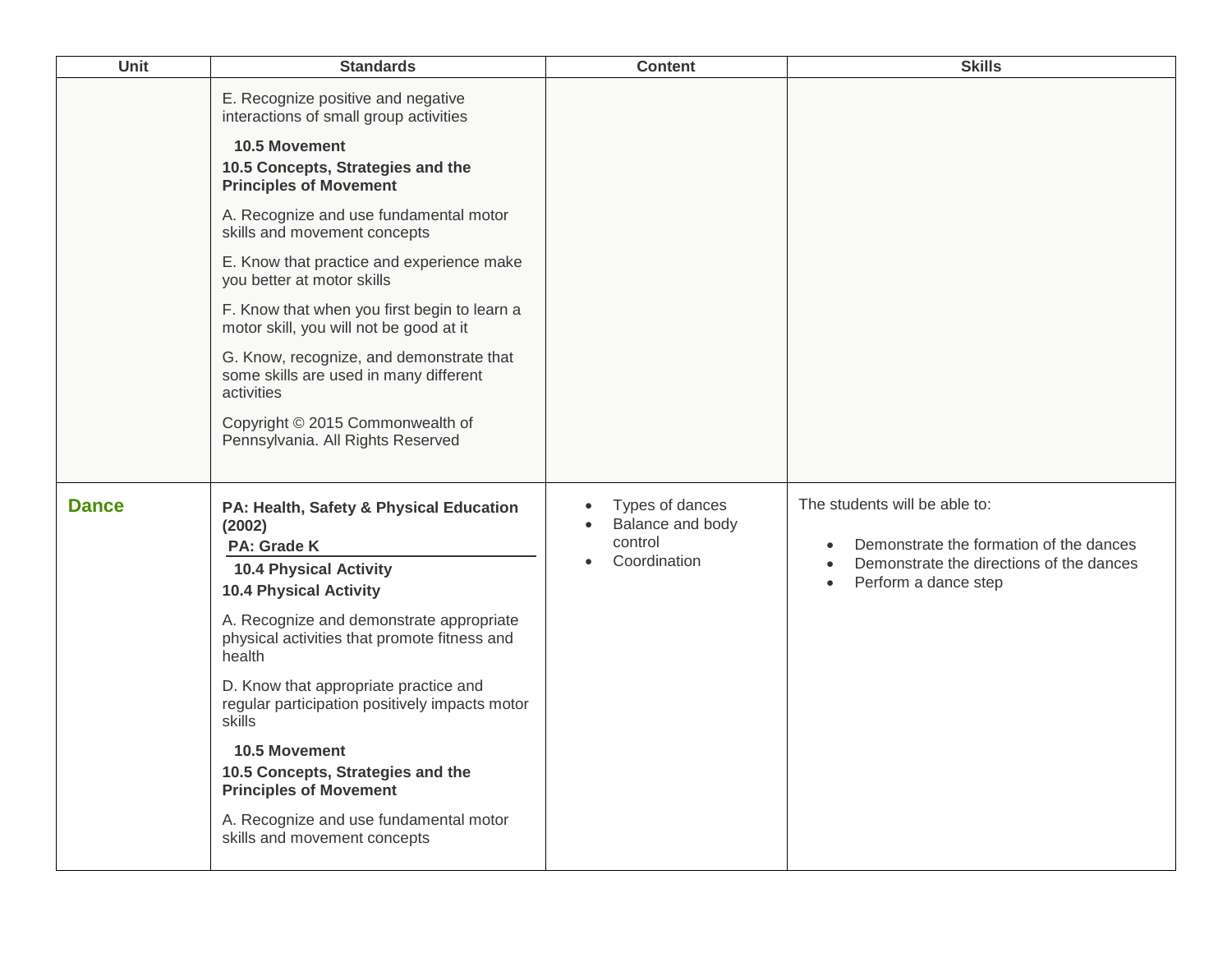| Unit | Standards | Content | Skills |
|---|---|---|---|
| | E. Recognize positive and negative interactions of small group activities<br><br>**10.5 Movement**<br>**10.5 Concepts, Strategies and the Principles of Movement**<br><br>A. Recognize and use fundamental motor skills and movement concepts<br><br>E. Know that practice and experience make you better at motor skills<br><br>F. Know that when you first begin to learn a motor skill, you will not be good at it<br><br>G. Know, recognize, and demonstrate that some skills are used in many different activities<br><br>Copyright © 2015 Commonwealth of Pennsylvania. All Rights Reserved | | |
| **Dance** | **PA: Health, Safety & Physical Education (2002)**<br>**PA: Grade K**<br>**10.4 Physical Activity**<br>**10.4 Physical Activity**<br><br>A. Recognize and demonstrate appropriate physical activities that promote fitness and health<br><br>D. Know that appropriate practice and regular participation positively impacts motor skills<br><br>**10.5 Movement**<br>**10.5 Concepts, Strategies and the Principles of Movement**<br><br>A. Recognize and use fundamental motor skills and movement concepts | • Types of dances<br>• Balance and body control<br>• Coordination | The students will be able to:<br><br>• Demonstrate the formation of the dances<br>• Demonstrate the directions of the dances<br>• Perform a dance step |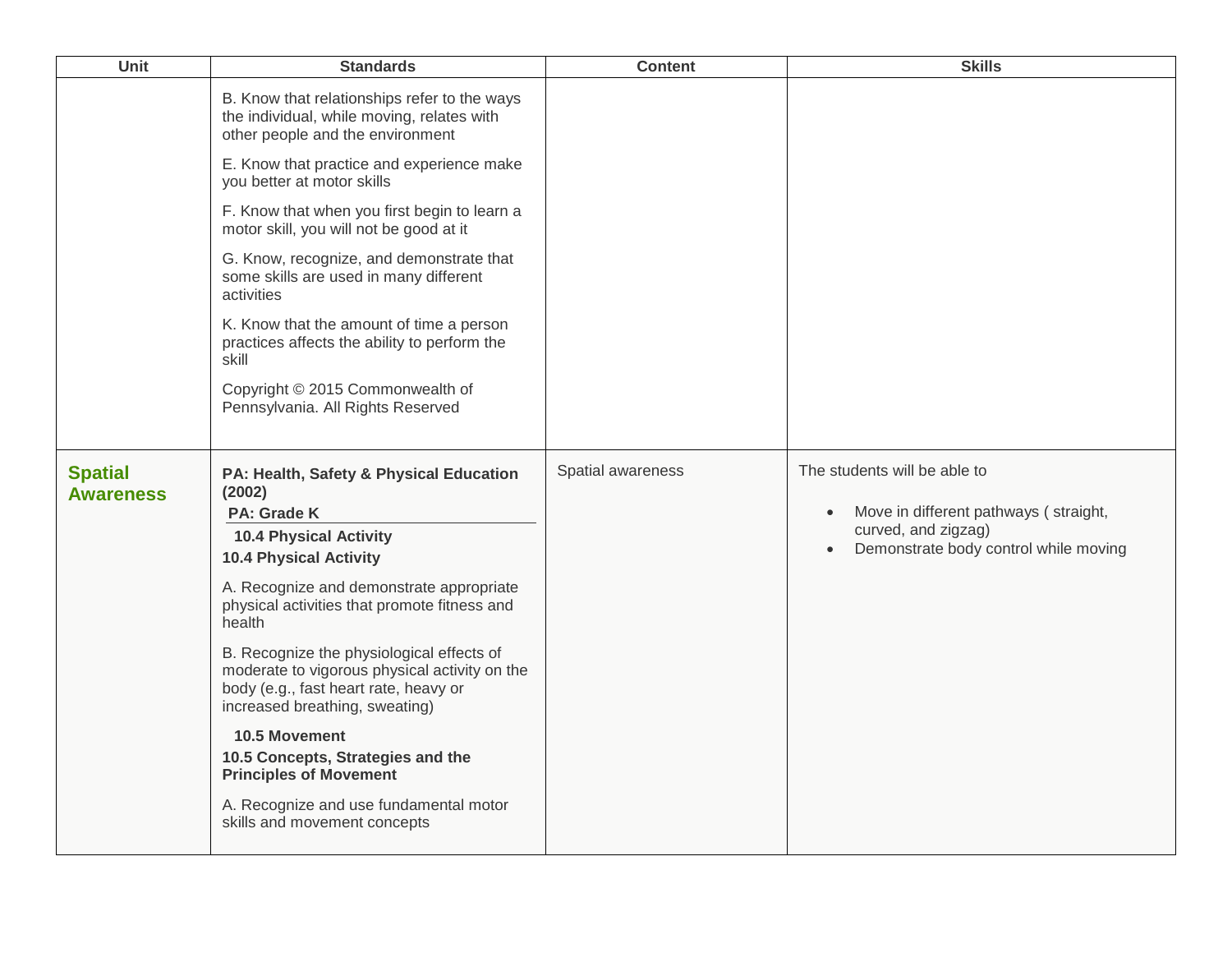| Unit | Standards | Content | Skills |
|---|---|---|---|
| | B. Know that relationships refer to the ways the individual, while moving, relates with other people and the environment<br><br>E. Know that practice and experience make you better at motor skills<br><br>F. Know that when you first begin to learn a motor skill, you will not be good at it<br><br>G. Know, recognize, and demonstrate that some skills are used in many different activities<br><br>K. Know that the amount of time a person practices affects the ability to perform the skill<br><br>Copyright © 2015 Commonwealth of Pennsylvania. All Rights Reserved | | |
| **Spatial Awareness** | **PA: Health, Safety & Physical Education (2002)**<br>**PA: Grade K**<br>**10.4 Physical Activity**<br>**10.4 Physical Activity**<br><br>A. Recognize and demonstrate appropriate physical activities that promote fitness and health<br><br>B. Recognize the physiological effects of moderate to vigorous physical activity on the body (e.g., fast heart rate, heavy or increased breathing, sweating)<br><br>**10.5 Movement**<br>**10.5 Concepts, Strategies and the Principles of Movement**<br><br>A. Recognize and use fundamental motor skills and movement concepts | Spatial awareness | The students will be able to<br><br>• Move in different pathways ( straight, curved, and zigzag)<br>• Demonstrate body control while moving |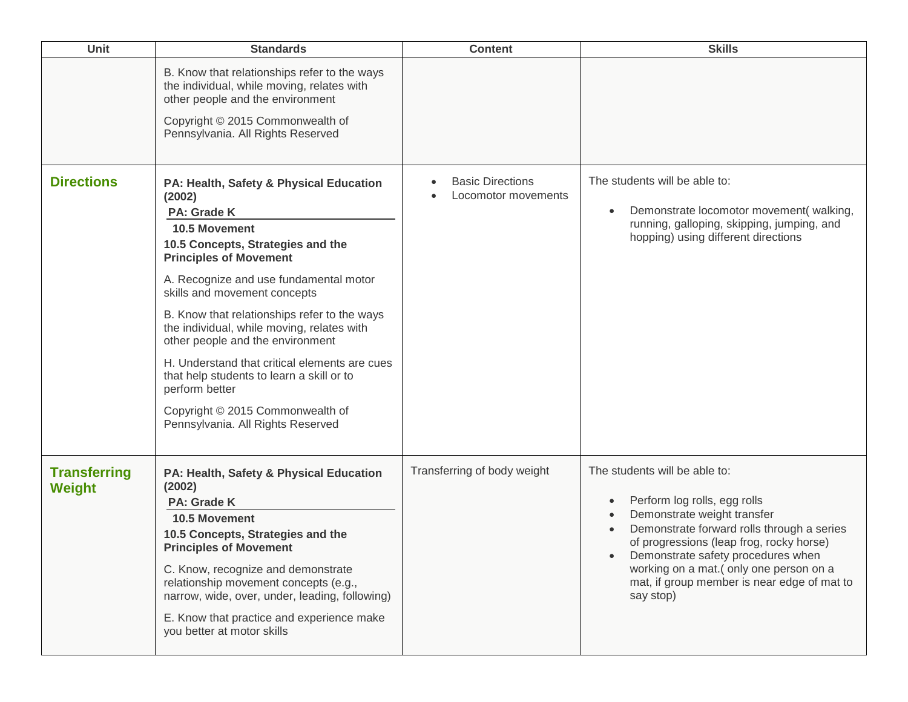| Unit | Standards | Content | Skills |
|---|---|---|---|
| | B. Know that relationships refer to the ways the individual, while moving, relates with other people and the environment<br><br>Copyright © 2015 Commonwealth of Pennsylvania. All Rights Reserved | | |
| **Directions** | **PA: Health, Safety & Physical Education (2002)**<br>**PA: Grade K**<br>**10.5 Movement**<br>**10.5 Concepts, Strategies and the Principles of Movement**<br><br>A. Recognize and use fundamental motor skills and movement concepts<br><br>B. Know that relationships refer to the ways the individual, while moving, relates with other people and the environment<br><br>H. Understand that critical elements are cues that help students to learn a skill or to perform better<br><br>Copyright © 2015 Commonwealth of Pennsylvania. All Rights Reserved | • Basic Directions<br>• Locomotor movements | The students will be able to:<br><br>• Demonstrate locomotor movement( walking, running, galloping, skipping, jumping, and hopping) using different directions |
| **Transferring Weight** | **PA: Health, Safety & Physical Education (2002)**<br>**PA: Grade K**<br>**10.5 Movement**<br>**10.5 Concepts, Strategies and the Principles of Movement**<br><br>C. Know, recognize and demonstrate relationship movement concepts (e.g., narrow, wide, over, under, leading, following)<br><br>E. Know that practice and experience make you better at motor skills | Transferring of body weight | The students will be able to:<br><br>• Perform log rolls, egg rolls<br>• Demonstrate weight transfer<br>• Demonstrate forward rolls through a series of progressions (leap frog, rocky horse)<br>• Demonstrate safety procedures when working on a mat.( only one person on a mat, if group member is near edge of mat to say stop) |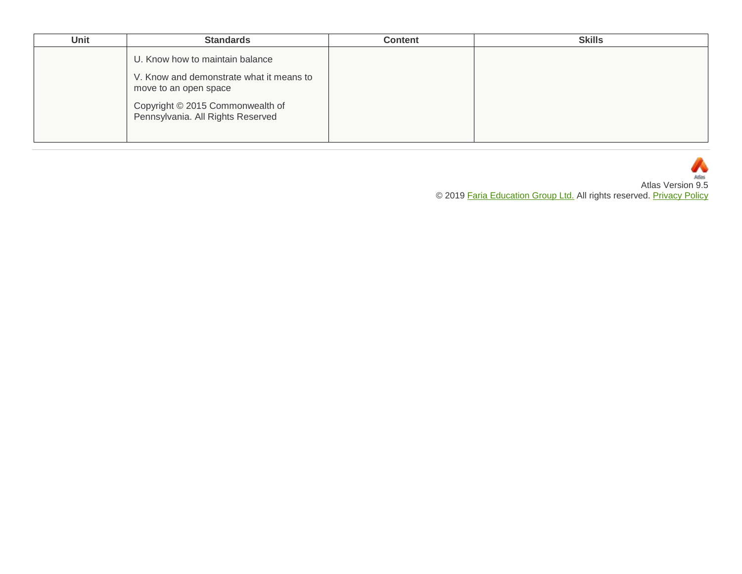| Unit | Standards | Content | Skills |
| --- | --- | --- | --- |
| | U. Know how to maintain balance<br><br>V. Know and demonstrate what it means to move to an open space<br><br>Copyright © 2015 Commonwealth of Pennsylvania. All Rights Reserved | | |

Atlas Version 9.5
© 2019 Faria Education Group Ltd. All rights reserved. Privacy Policy